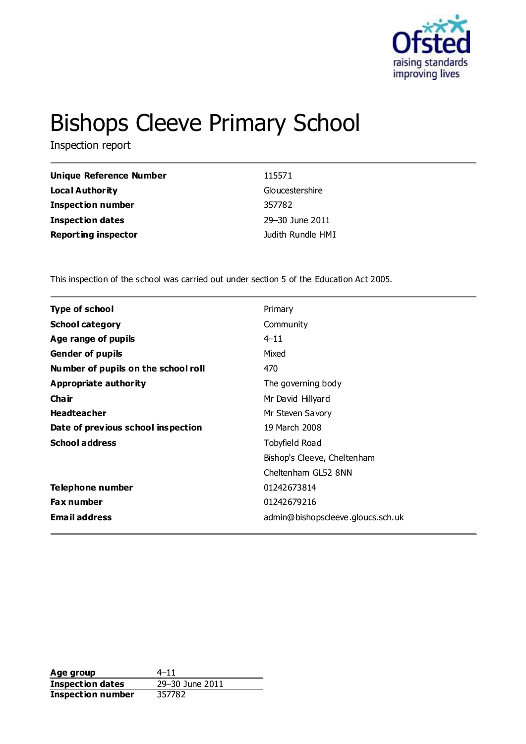# Bishops Cleeve Primary School

Inspection report

| | |
|---|---|
| **Unique Reference Number** | 115571 |
| **Local Authority** | Gloucestershire |
| **Inspection number** | 357782 |
| **Inspection dates** | 29–30 June 2011 |
| **Reporting inspector** | Judith Rundle HMI |

This inspection of the school was carried out under section 5 of the Education Act 2005.

| | |
|---|---|
| **Type of school** | Primary |
| **School category** | Community |
| **Age range of pupils** | 4–11 |
| **Gender of pupils** | Mixed |
| **Number of pupils on the school roll** | 470 |
| **Appropriate authority** | The governing body |
| **Chair** | Mr David Hillyard |
| **Headteacher** | Mr Steven Savory |
| **Date of previous school inspection** | 19 March 2008 |
| **School address** | Tobyfield Road |
| | Bishop's Cleeve, Cheltenham |
| | Cheltenham GL52 8NN |
| **Telephone number** | 01242673814 |
| **Fax number** | 01242679216 |
| **Email address** | admin@bishopscleeve.gloucs.sch.uk |

| | |
|---|---|
| **Age group** | 4–11 |
| **Inspection dates** | 29–30 June 2011 |
| **Inspection number** | 357782 |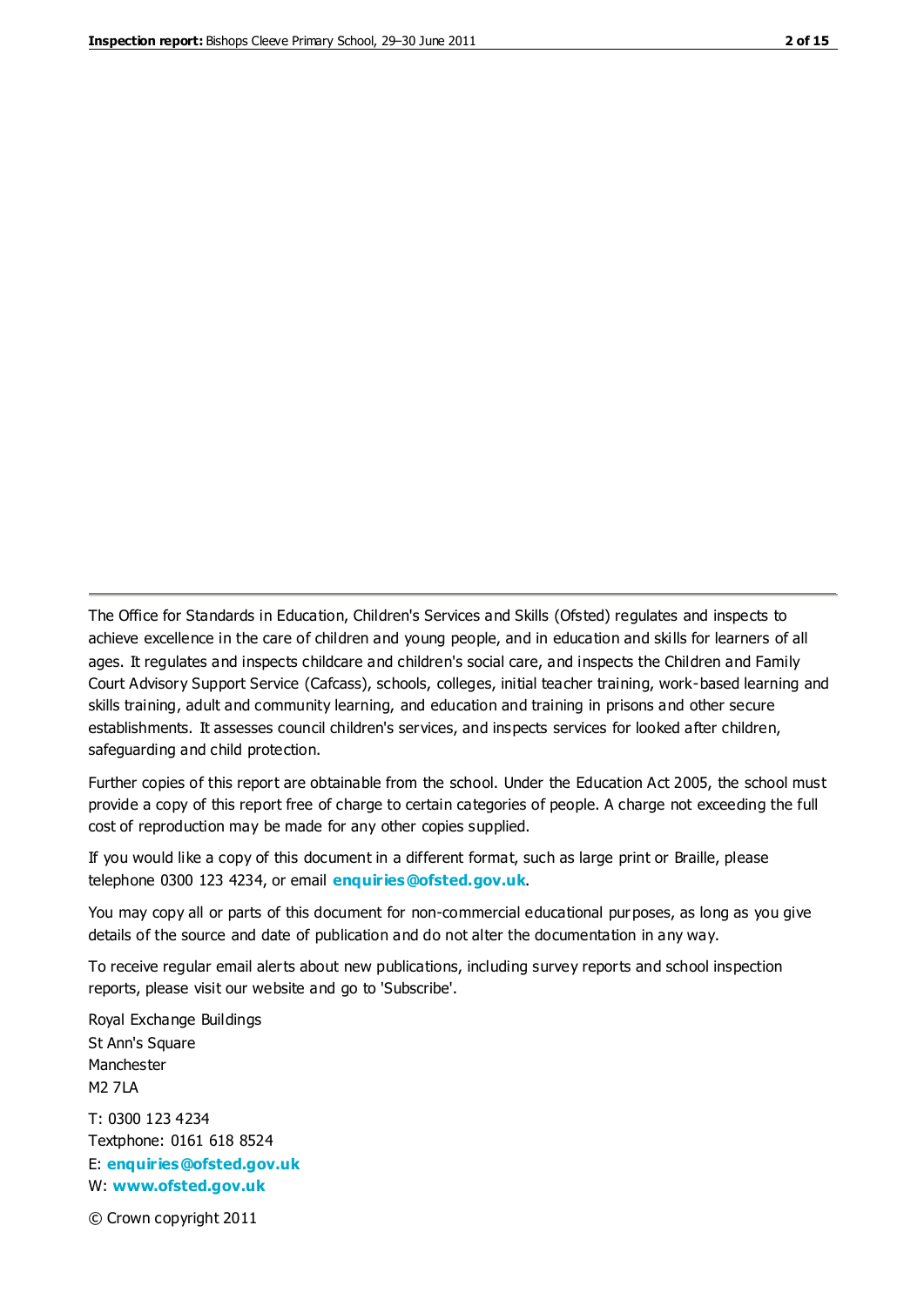The Office for Standards in Education, Children's Services and Skills (Ofsted) regulates and inspects to achieve excellence in the care of children and young people, and in education and skills for learners of all ages. It regulates and inspects childcare and children's social care, and inspects the Children and Family Court Advisory Support Service (Cafcass), schools, colleges, initial teacher training, work-based learning and skills training, adult and community learning, and education and training in prisons and other secure establishments. It assesses council children's services, and inspects services for looked after children, safeguarding and child protection.

Further copies of this report are obtainable from the school. Under the Education Act 2005, the school must provide a copy of this report free of charge to certain categories of people. A charge not exceeding the full cost of reproduction may be made for any other copies supplied.

If you would like a copy of this document in a different format, such as large print or Braille, please telephone 0300 123 4234, or email **enquiries@ofsted.gov.uk**.

You may copy all or parts of this document for non-commercial educational purposes, as long as you give details of the source and date of publication and do not alter the documentation in any way.

To receive regular email alerts about new publications, including survey reports and school inspection reports, please visit our website and go to 'Subscribe'.

Royal Exchange Buildings
St Ann's Square
Manchester
M2 7LA

T: 0300 123 4234
Textphone: 0161 618 8524
E: **enquiries@ofsted.gov.uk**
W: **www.ofsted.gov.uk**

© Crown copyright 2011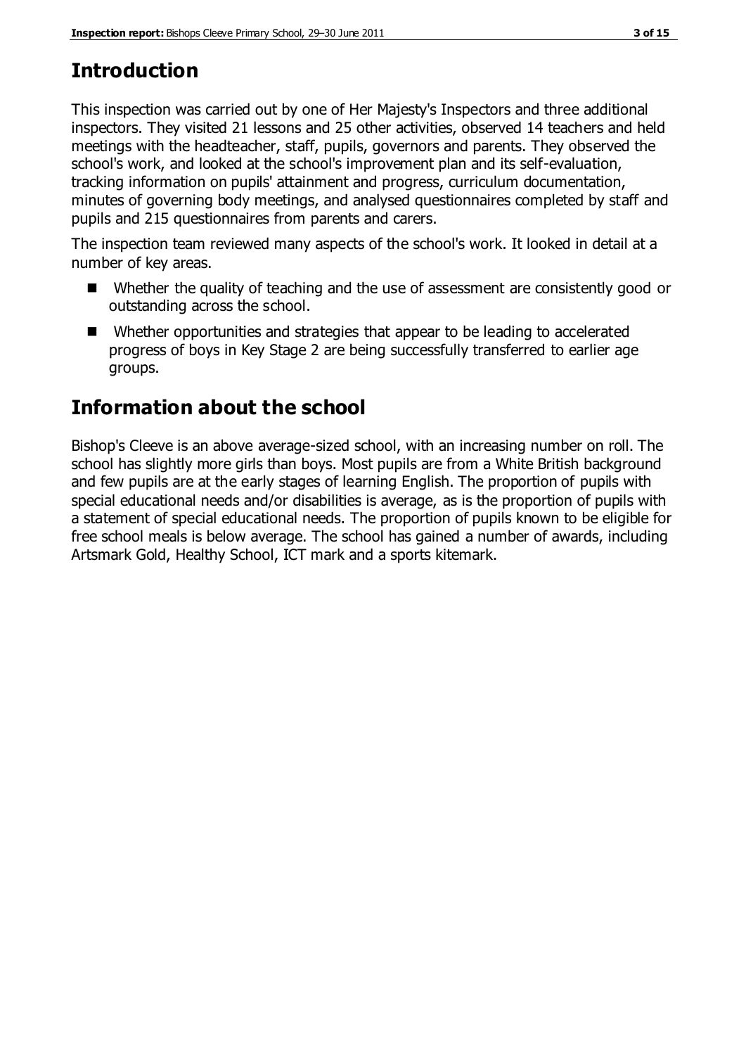# Introduction

This inspection was carried out by one of Her Majesty's Inspectors and three additional inspectors. They visited 21 lessons and 25 other activities, observed 14 teachers and held meetings with the headteacher, staff, pupils, governors and parents. They observed the school's work, and looked at the school's improvement plan and its self-evaluation, tracking information on pupils' attainment and progress, curriculum documentation, minutes of governing body meetings, and analysed questionnaires completed by staff and pupils and 215 questionnaires from parents and carers.

The inspection team reviewed many aspects of the school's work. It looked in detail at a number of key areas.

- Whether the quality of teaching and the use of assessment are consistently good or outstanding across the school.
- Whether opportunities and strategies that appear to be leading to accelerated progress of boys in Key Stage 2 are being successfully transferred to earlier age groups.

# Information about the school

Bishop's Cleeve is an above average-sized school, with an increasing number on roll. The school has slightly more girls than boys. Most pupils are from a White British background and few pupils are at the early stages of learning English. The proportion of pupils with special educational needs and/or disabilities is average, as is the proportion of pupils with a statement of special educational needs. The proportion of pupils known to be eligible for free school meals is below average. The school has gained a number of awards, including Artsmark Gold, Healthy School, ICT mark and a sports kitemark.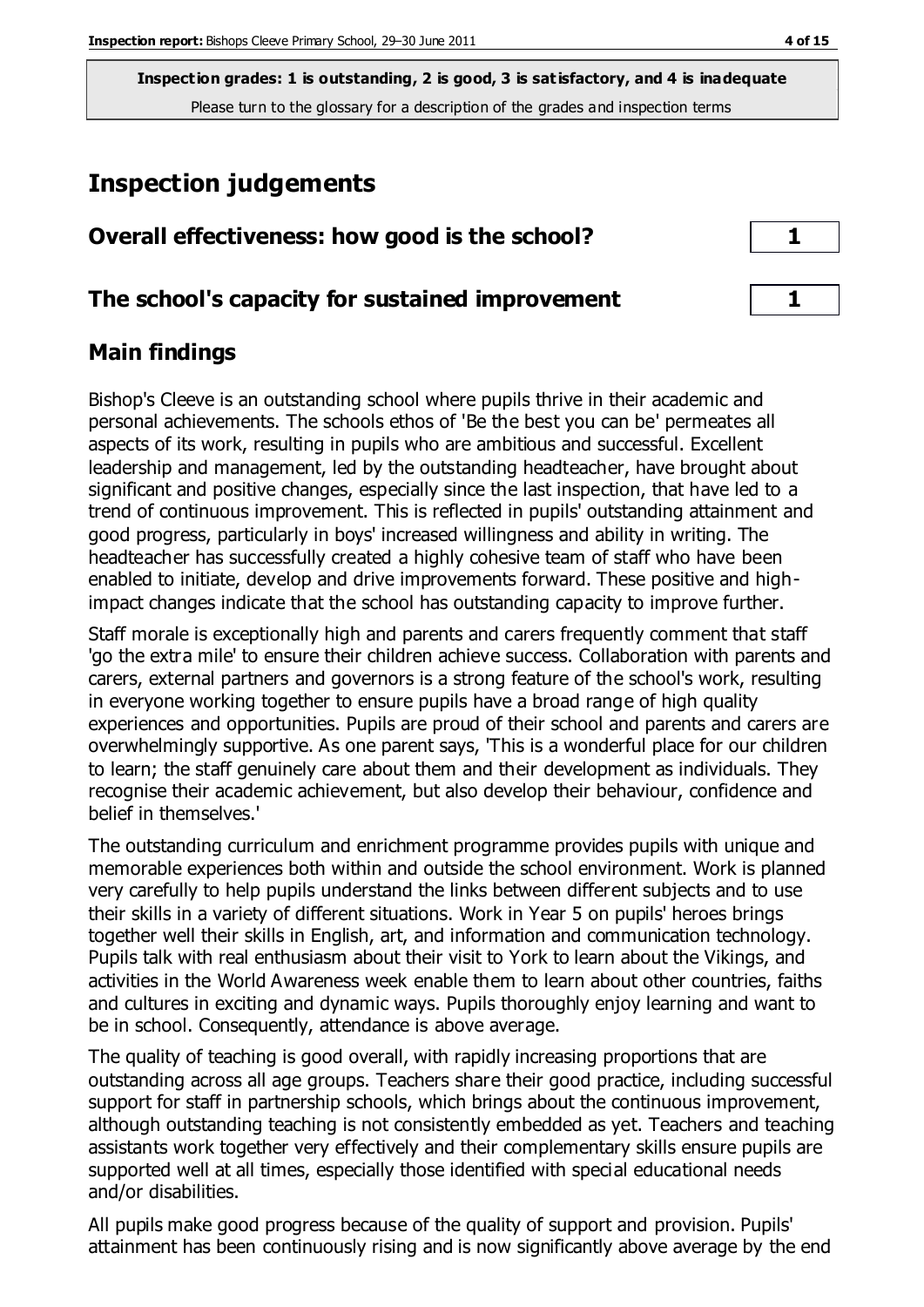**Inspection grades: 1 is outstanding, 2 is good, 3 is satisfactory, and 4 is inadequate**
Please turn to the glossary for a description of the grades and inspection terms

## Inspection judgements

| | |
|---|---|
| **Overall effectiveness: how good is the school?** | **1** |
| **The school's capacity for sustained improvement** | **1** |

## Main findings

Bishop's Cleeve is an outstanding school where pupils thrive in their academic and personal achievements. The schools ethos of 'Be the best you can be' permeates all aspects of its work, resulting in pupils who are ambitious and successful. Excellent leadership and management, led by the outstanding headteacher, have brought about significant and positive changes, especially since the last inspection, that have led to a trend of continuous improvement. This is reflected in pupils' outstanding attainment and good progress, particularly in boys' increased willingness and ability in writing. The headteacher has successfully created a highly cohesive team of staff who have been enabled to initiate, develop and drive improvements forward. These positive and high-impact changes indicate that the school has outstanding capacity to improve further.

Staff morale is exceptionally high and parents and carers frequently comment that staff 'go the extra mile' to ensure their children achieve success. Collaboration with parents and carers, external partners and governors is a strong feature of the school's work, resulting in everyone working together to ensure pupils have a broad range of high quality experiences and opportunities. Pupils are proud of their school and parents and carers are overwhelmingly supportive. As one parent says, 'This is a wonderful place for our children to learn; the staff genuinely care about them and their development as individuals. They recognise their academic achievement, but also develop their behaviour, confidence and belief in themselves.'

The outstanding curriculum and enrichment programme provides pupils with unique and memorable experiences both within and outside the school environment. Work is planned very carefully to help pupils understand the links between different subjects and to use their skills in a variety of different situations. Work in Year 5 on pupils' heroes brings together well their skills in English, art, and information and communication technology. Pupils talk with real enthusiasm about their visit to York to learn about the Vikings, and activities in the World Awareness week enable them to learn about other countries, faiths and cultures in exciting and dynamic ways. Pupils thoroughly enjoy learning and want to be in school. Consequently, attendance is above average.

The quality of teaching is good overall, with rapidly increasing proportions that are outstanding across all age groups. Teachers share their good practice, including successful support for staff in partnership schools, which brings about the continuous improvement, although outstanding teaching is not consistently embedded as yet. Teachers and teaching assistants work together very effectively and their complementary skills ensure pupils are supported well at all times, especially those identified with special educational needs and/or disabilities.

All pupils make good progress because of the quality of support and provision. Pupils' attainment has been continuously rising and is now significantly above average by the end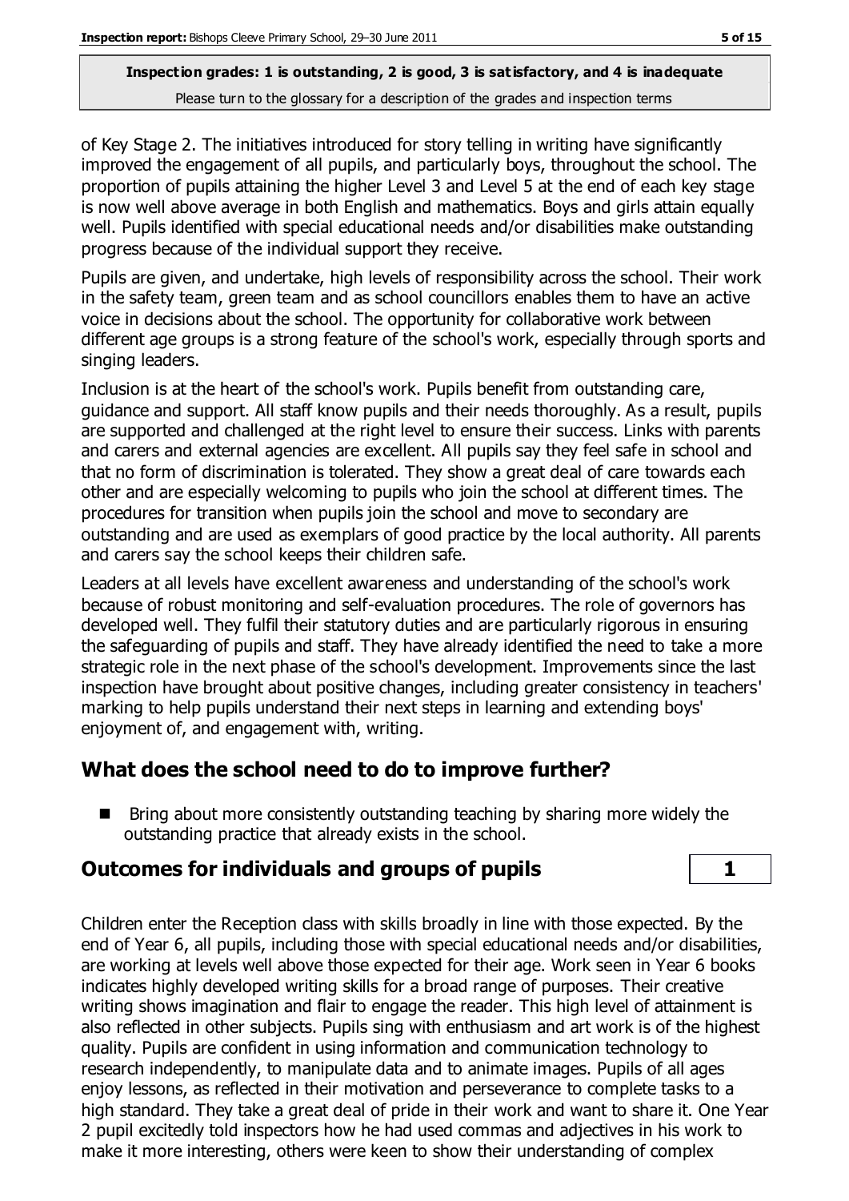of Key Stage 2. The initiatives introduced for story telling in writing have significantly improved the engagement of all pupils, and particularly boys, throughout the school. The proportion of pupils attaining the higher Level 3 and Level 5 at the end of each key stage is now well above average in both English and mathematics. Boys and girls attain equally well. Pupils identified with special educational needs and/or disabilities make outstanding progress because of the individual support they receive.

Pupils are given, and undertake, high levels of responsibility across the school. Their work in the safety team, green team and as school councillors enables them to have an active voice in decisions about the school. The opportunity for collaborative work between different age groups is a strong feature of the school's work, especially through sports and singing leaders.

Inclusion is at the heart of the school's work. Pupils benefit from outstanding care, guidance and support. All staff know pupils and their needs thoroughly. As a result, pupils are supported and challenged at the right level to ensure their success. Links with parents and carers and external agencies are excellent. All pupils say they feel safe in school and that no form of discrimination is tolerated. They show a great deal of care towards each other and are especially welcoming to pupils who join the school at different times. The procedures for transition when pupils join the school and move to secondary are outstanding and are used as exemplars of good practice by the local authority. All parents and carers say the school keeps their children safe.

Leaders at all levels have excellent awareness and understanding of the school's work because of robust monitoring and self-evaluation procedures. The role of governors has developed well. They fulfil their statutory duties and are particularly rigorous in ensuring the safeguarding of pupils and staff. They have already identified the need to take a more strategic role in the next phase of the school's development. Improvements since the last inspection have brought about positive changes, including greater consistency in teachers' marking to help pupils understand their next steps in learning and extending boys' enjoyment of, and engagement with, writing.

## What does the school need to do to improve further?

- Bring about more consistently outstanding teaching by sharing more widely the outstanding practice that already exists in the school.

## Outcomes for individuals and groups of pupils — 1

Children enter the Reception class with skills broadly in line with those expected. By the end of Year 6, all pupils, including those with special educational needs and/or disabilities, are working at levels well above those expected for their age. Work seen in Year 6 books indicates highly developed writing skills for a broad range of purposes. Their creative writing shows imagination and flair to engage the reader. This high level of attainment is also reflected in other subjects. Pupils sing with enthusiasm and art work is of the highest quality. Pupils are confident in using information and communication technology to research independently, to manipulate data and to animate images. Pupils of all ages enjoy lessons, as reflected in their motivation and perseverance to complete tasks to a high standard. They take a great deal of pride in their work and want to share it. One Year 2 pupil excitedly told inspectors how he had used commas and adjectives in his work to make it more interesting, others were keen to show their understanding of complex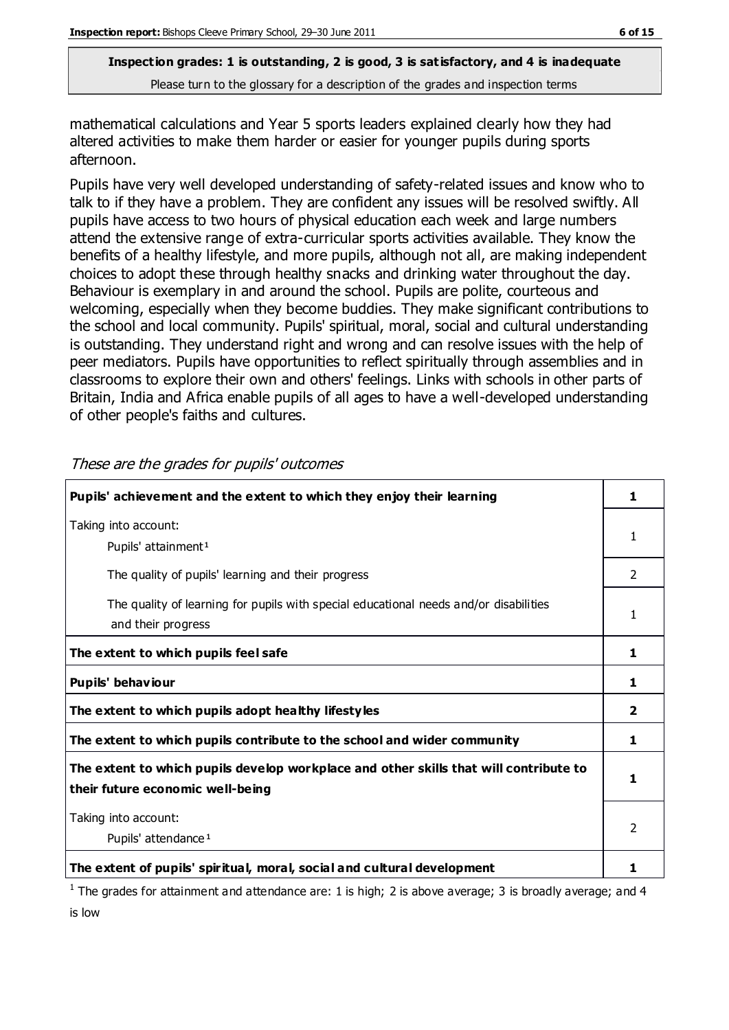**Inspection grades: 1 is outstanding, 2 is good, 3 is satisfactory, and 4 is inadequate**
Please turn to the glossary for a description of the grades and inspection terms

mathematical calculations and Year 5 sports leaders explained clearly how they had altered activities to make them harder or easier for younger pupils during sports afternoon.

Pupils have very well developed understanding of safety-related issues and know who to talk to if they have a problem. They are confident any issues will be resolved swiftly. All pupils have access to two hours of physical education each week and large numbers attend the extensive range of extra-curricular sports activities available. They know the benefits of a healthy lifestyle, and more pupils, although not all, are making independent choices to adopt these through healthy snacks and drinking water throughout the day. Behaviour is exemplary in and around the school. Pupils are polite, courteous and welcoming, especially when they become buddies. They make significant contributions to the school and local community. Pupils' spiritual, moral, social and cultural understanding is outstanding. They understand right and wrong and can resolve issues with the help of peer mediators. Pupils have opportunities to reflect spiritually through assemblies and in classrooms to explore their own and others' feelings. Links with schools in other parts of Britain, India and Africa enable pupils of all ages to have a well-developed understanding of other people's faiths and cultures.

*These are the grades for pupils' outcomes*

| | |
|---|---|
| **Pupils' achievement and the extent to which they enjoy their learning** | **1** |
| Taking into account: Pupils' attainment[1] | 1 |
| The quality of pupils' learning and their progress | 2 |
| The quality of learning for pupils with special educational needs and/or disabilities and their progress | 1 |
| **The extent to which pupils feel safe** | **1** |
| **Pupils' behaviour** | **1** |
| **The extent to which pupils adopt healthy lifestyles** | **2** |
| **The extent to which pupils contribute to the school and wider community** | **1** |
| **The extent to which pupils develop workplace and other skills that will contribute to their future economic well-being** | **1** |
| Taking into account: Pupils' attendance[1] | 2 |
| **The extent of pupils' spiritual, moral, social and cultural development** | **1** |

[1] The grades for attainment and attendance are: 1 is high; 2 is above average; 3 is broadly average; and 4 is low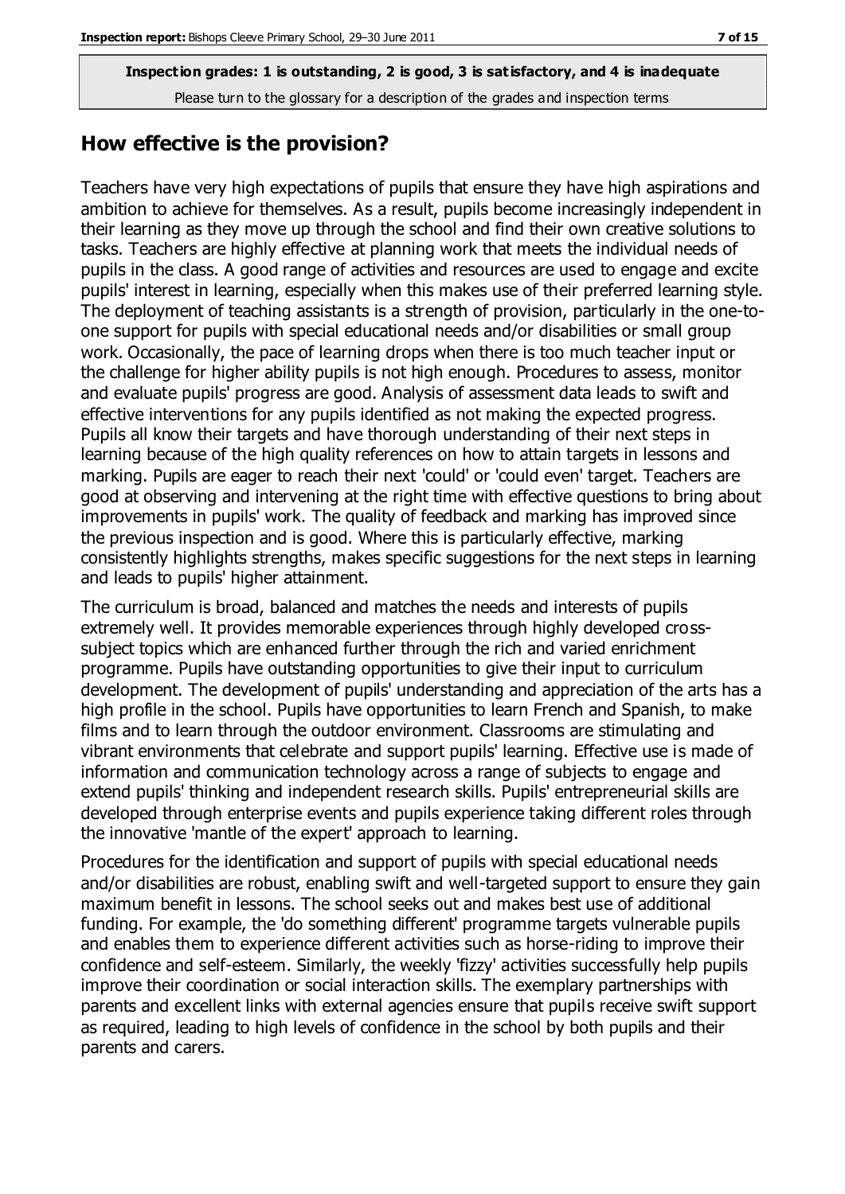**Inspection grades: 1 is outstanding, 2 is good, 3 is satisfactory, and 4 is inadequate**
Please turn to the glossary for a description of the grades and inspection terms

## How effective is the provision?

Teachers have very high expectations of pupils that ensure they have high aspirations and ambition to achieve for themselves. As a result, pupils become increasingly independent in their learning as they move up through the school and find their own creative solutions to tasks. Teachers are highly effective at planning work that meets the individual needs of pupils in the class. A good range of activities and resources are used to engage and excite pupils' interest in learning, especially when this makes use of their preferred learning style. The deployment of teaching assistants is a strength of provision, particularly in the one-to-one support for pupils with special educational needs and/or disabilities or small group work. Occasionally, the pace of learning drops when there is too much teacher input or the challenge for higher ability pupils is not high enough. Procedures to assess, monitor and evaluate pupils' progress are good. Analysis of assessment data leads to swift and effective interventions for any pupils identified as not making the expected progress. Pupils all know their targets and have thorough understanding of their next steps in learning because of the high quality references on how to attain targets in lessons and marking. Pupils are eager to reach their next 'could' or 'could even' target. Teachers are good at observing and intervening at the right time with effective questions to bring about improvements in pupils' work. The quality of feedback and marking has improved since the previous inspection and is good. Where this is particularly effective, marking consistently highlights strengths, makes specific suggestions for the next steps in learning and leads to pupils' higher attainment.

The curriculum is broad, balanced and matches the needs and interests of pupils extremely well. It provides memorable experiences through highly developed cross-subject topics which are enhanced further through the rich and varied enrichment programme. Pupils have outstanding opportunities to give their input to curriculum development. The development of pupils' understanding and appreciation of the arts has a high profile in the school. Pupils have opportunities to learn French and Spanish, to make films and to learn through the outdoor environment. Classrooms are stimulating and vibrant environments that celebrate and support pupils' learning. Effective use is made of information and communication technology across a range of subjects to engage and extend pupils' thinking and independent research skills. Pupils' entrepreneurial skills are developed through enterprise events and pupils experience taking different roles through the innovative 'mantle of the expert' approach to learning.

Procedures for the identification and support of pupils with special educational needs and/or disabilities are robust, enabling swift and well-targeted support to ensure they gain maximum benefit in lessons. The school seeks out and makes best use of additional funding. For example, the 'do something different' programme targets vulnerable pupils and enables them to experience different activities such as horse-riding to improve their confidence and self-esteem. Similarly, the weekly 'fizzy' activities successfully help pupils improve their coordination or social interaction skills. The exemplary partnerships with parents and excellent links with external agencies ensure that pupils receive swift support as required, leading to high levels of confidence in the school by both pupils and their parents and carers.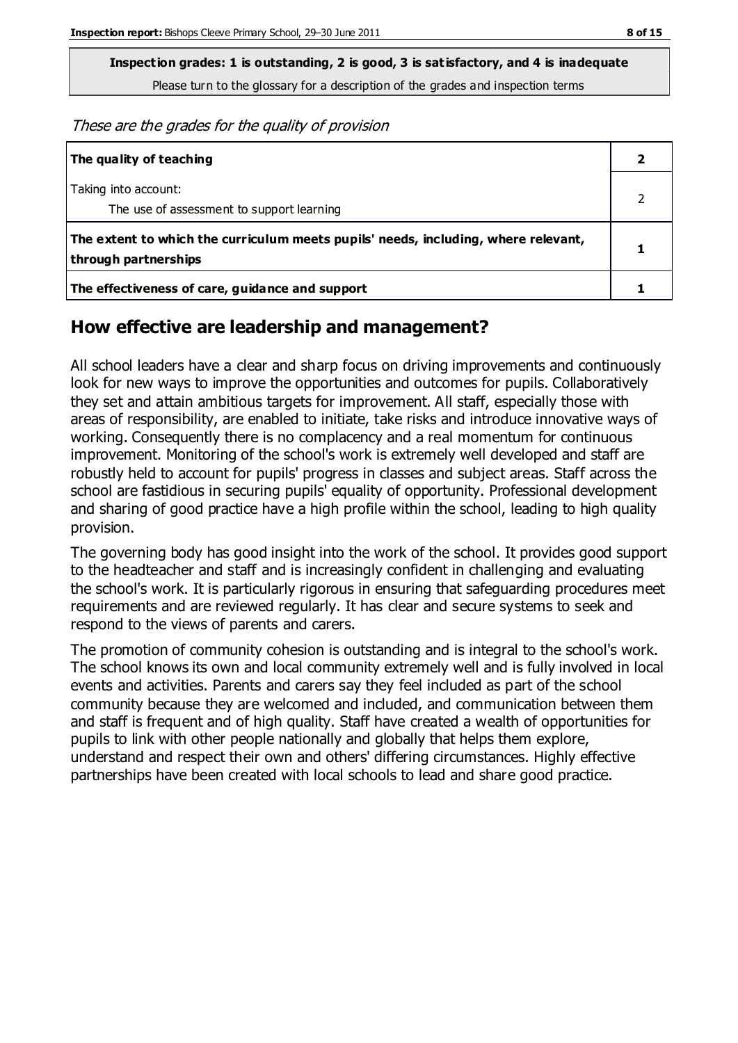**Inspection grades: 1 is outstanding, 2 is good, 3 is satisfactory, and 4 is inadequate**
Please turn to the glossary for a description of the grades and inspection terms

*These are the grades for the quality of provision*

| | |
|---|---|
| **The quality of teaching** | **2** |
| Taking into account:<br>The use of assessment to support learning | 2 |
| **The extent to which the curriculum meets pupils' needs, including, where relevant, through partnerships** | **1** |
| **The effectiveness of care, guidance and support** | **1** |

## How effective are leadership and management?

All school leaders have a clear and sharp focus on driving improvements and continuously look for new ways to improve the opportunities and outcomes for pupils. Collaboratively they set and attain ambitious targets for improvement. All staff, especially those with areas of responsibility, are enabled to initiate, take risks and introduce innovative ways of working. Consequently there is no complacency and a real momentum for continuous improvement. Monitoring of the school's work is extremely well developed and staff are robustly held to account for pupils' progress in classes and subject areas. Staff across the school are fastidious in securing pupils' equality of opportunity. Professional development and sharing of good practice have a high profile within the school, leading to high quality provision.

The governing body has good insight into the work of the school. It provides good support to the headteacher and staff and is increasingly confident in challenging and evaluating the school's work. It is particularly rigorous in ensuring that safeguarding procedures meet requirements and are reviewed regularly. It has clear and secure systems to seek and respond to the views of parents and carers.

The promotion of community cohesion is outstanding and is integral to the school's work. The school knows its own and local community extremely well and is fully involved in local events and activities. Parents and carers say they feel included as part of the school community because they are welcomed and included, and communication between them and staff is frequent and of high quality. Staff have created a wealth of opportunities for pupils to link with other people nationally and globally that helps them explore, understand and respect their own and others' differing circumstances. Highly effective partnerships have been created with local schools to lead and share good practice.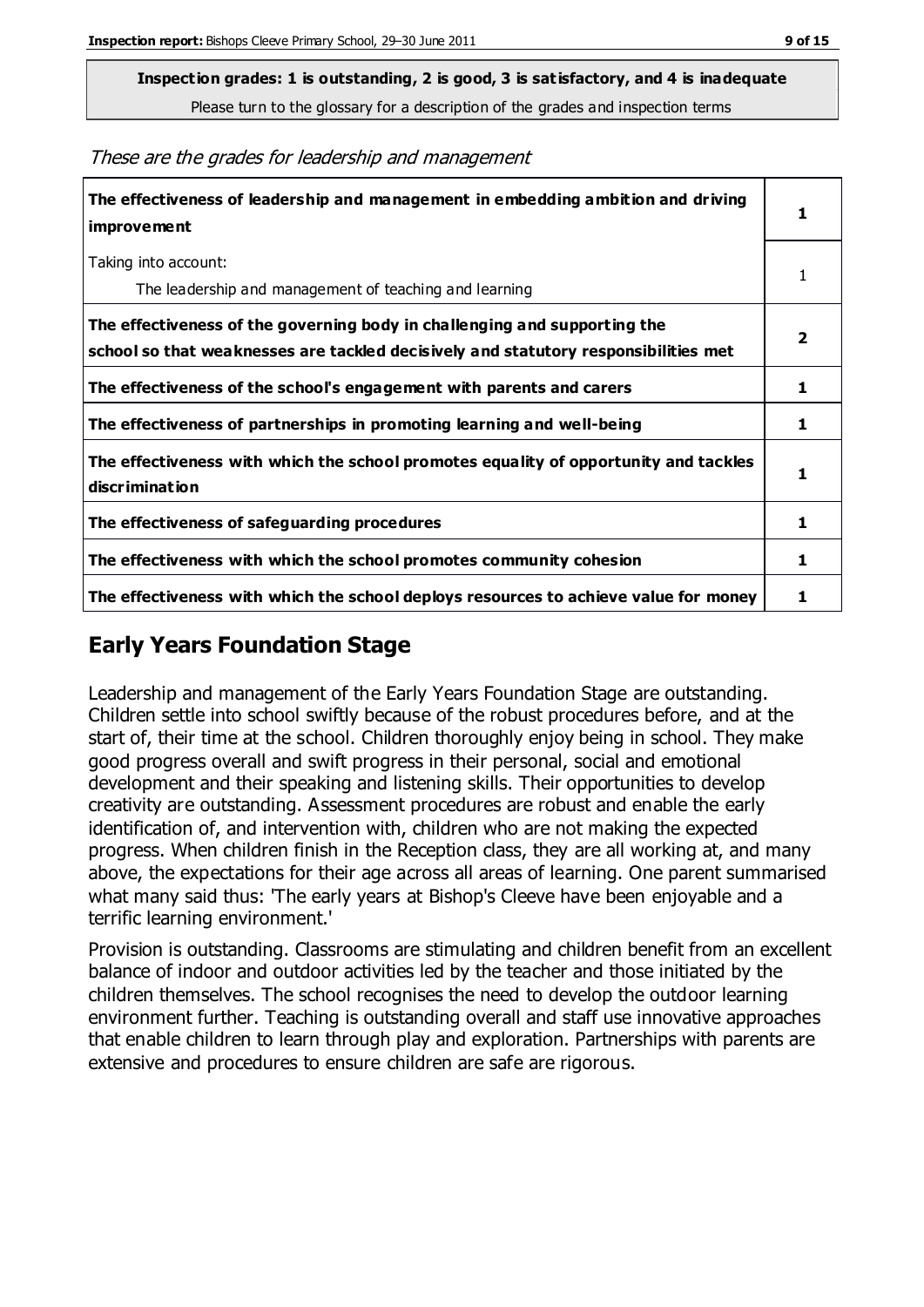**Inspection grades: 1 is outstanding, 2 is good, 3 is satisfactory, and 4 is inadequate**
Please turn to the glossary for a description of the grades and inspection terms

*These are the grades for leadership and management*

| | |
|---|---|
| **The effectiveness of leadership and management in embedding ambition and driving improvement** | **1** |
| Taking into account:<br>The leadership and management of teaching and learning | 1 |
| **The effectiveness of the governing body in challenging and supporting the school so that weaknesses are tackled decisively and statutory responsibilities met** | **2** |
| **The effectiveness of the school's engagement with parents and carers** | **1** |
| **The effectiveness of partnerships in promoting learning and well-being** | **1** |
| **The effectiveness with which the school promotes equality of opportunity and tackles discrimination** | **1** |
| **The effectiveness of safeguarding procedures** | **1** |
| **The effectiveness with which the school promotes community cohesion** | **1** |
| **The effectiveness with which the school deploys resources to achieve value for money** | **1** |

## Early Years Foundation Stage

Leadership and management of the Early Years Foundation Stage are outstanding. Children settle into school swiftly because of the robust procedures before, and at the start of, their time at the school. Children thoroughly enjoy being in school. They make good progress overall and swift progress in their personal, social and emotional development and their speaking and listening skills. Their opportunities to develop creativity are outstanding. Assessment procedures are robust and enable the early identification of, and intervention with, children who are not making the expected progress. When children finish in the Reception class, they are all working at, and many above, the expectations for their age across all areas of learning. One parent summarised what many said thus: 'The early years at Bishop's Cleeve have been enjoyable and a terrific learning environment.'

Provision is outstanding. Classrooms are stimulating and children benefit from an excellent balance of indoor and outdoor activities led by the teacher and those initiated by the children themselves. The school recognises the need to develop the outdoor learning environment further. Teaching is outstanding overall and staff use innovative approaches that enable children to learn through play and exploration. Partnerships with parents are extensive and procedures to ensure children are safe are rigorous.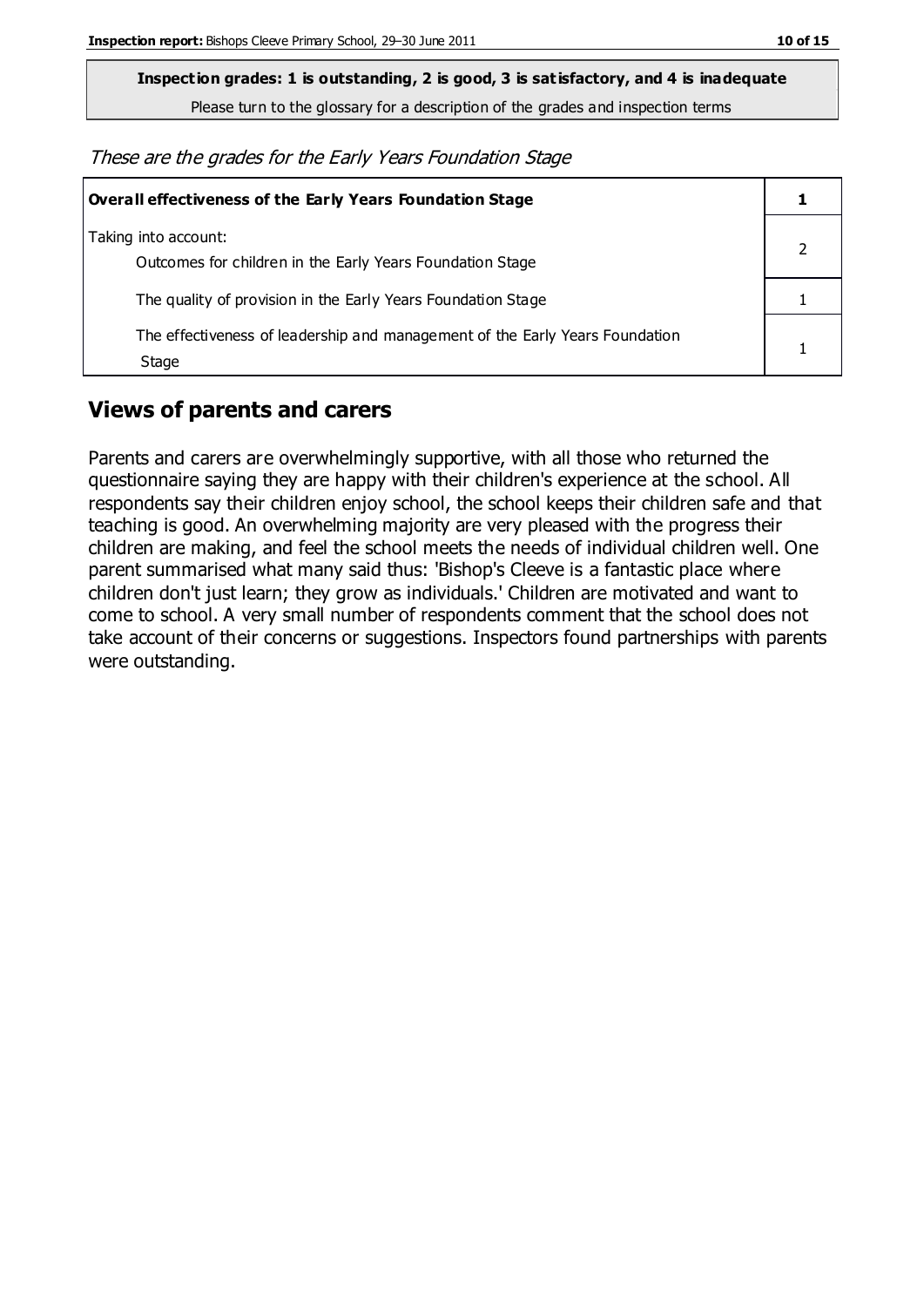**Inspection grades: 1 is outstanding, 2 is good, 3 is satisfactory, and 4 is inadequate**

Please turn to the glossary for a description of the grades and inspection terms

*These are the grades for the Early Years Foundation Stage*

| **Overall effectiveness of the Early Years Foundation Stage** | **1** |
|---|---|
| Taking into account:<br>Outcomes for children in the Early Years Foundation Stage | 2 |
| The quality of provision in the Early Years Foundation Stage | 1 |
| The effectiveness of leadership and management of the Early Years Foundation Stage | 1 |

## Views of parents and carers

Parents and carers are overwhelmingly supportive, with all those who returned the questionnaire saying they are happy with their children's experience at the school. All respondents say their children enjoy school, the school keeps their children safe and that teaching is good. An overwhelming majority are very pleased with the progress their children are making, and feel the school meets the needs of individual children well. One parent summarised what many said thus: 'Bishop's Cleeve is a fantastic place where children don't just learn; they grow as individuals.' Children are motivated and want to come to school. A very small number of respondents comment that the school does not take account of their concerns or suggestions. Inspectors found partnerships with parents were outstanding.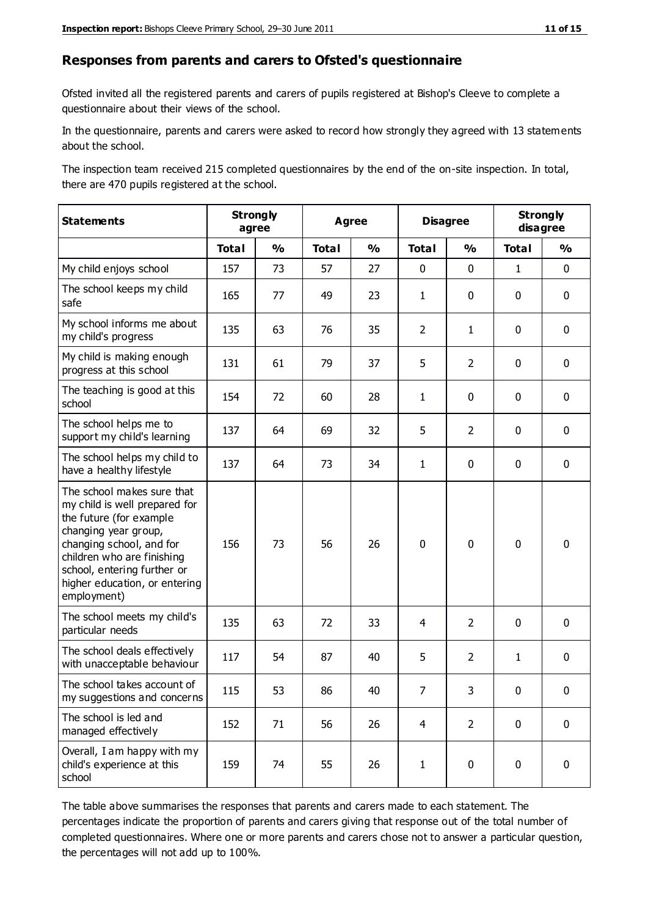## Responses from parents and carers to Ofsted's questionnaire

Ofsted invited all the registered parents and carers of pupils registered at Bishop's Cleeve to complete a questionnaire about their views of the school.

In the questionnaire, parents and carers were asked to record how strongly they agreed with 13 statements about the school.

The inspection team received 215 completed questionnaires by the end of the on-site inspection. In total, there are 470 pupils registered at the school.

| Statements | Strongly agree | | Agree | | Disagree | | Strongly disagree | |
|---|---|---|---|---|---|---|---|---|
| | Total | % | Total | % | Total | % | Total | % |
| My child enjoys school | 157 | 73 | 57 | 27 | 0 | 0 | 1 | 0 |
| The school keeps my child safe | 165 | 77 | 49 | 23 | 1 | 0 | 0 | 0 |
| My school informs me about my child's progress | 135 | 63 | 76 | 35 | 2 | 1 | 0 | 0 |
| My child is making enough progress at this school | 131 | 61 | 79 | 37 | 5 | 2 | 0 | 0 |
| The teaching is good at this school | 154 | 72 | 60 | 28 | 1 | 0 | 0 | 0 |
| The school helps me to support my child's learning | 137 | 64 | 69 | 32 | 5 | 2 | 0 | 0 |
| The school helps my child to have a healthy lifestyle | 137 | 64 | 73 | 34 | 1 | 0 | 0 | 0 |
| The school makes sure that my child is well prepared for the future (for example changing year group, changing school, and for children who are finishing school, entering further or higher education, or entering employment) | 156 | 73 | 56 | 26 | 0 | 0 | 0 | 0 |
| The school meets my child's particular needs | 135 | 63 | 72 | 33 | 4 | 2 | 0 | 0 |
| The school deals effectively with unacceptable behaviour | 117 | 54 | 87 | 40 | 5 | 2 | 1 | 0 |
| The school takes account of my suggestions and concerns | 115 | 53 | 86 | 40 | 7 | 3 | 0 | 0 |
| The school is led and managed effectively | 152 | 71 | 56 | 26 | 4 | 2 | 0 | 0 |
| Overall, I am happy with my child's experience at this school | 159 | 74 | 55 | 26 | 1 | 0 | 0 | 0 |

The table above summarises the responses that parents and carers made to each statement. The percentages indicate the proportion of parents and carers giving that response out of the total number of completed questionnaires. Where one or more parents and carers chose not to answer a particular question, the percentages will not add up to 100%.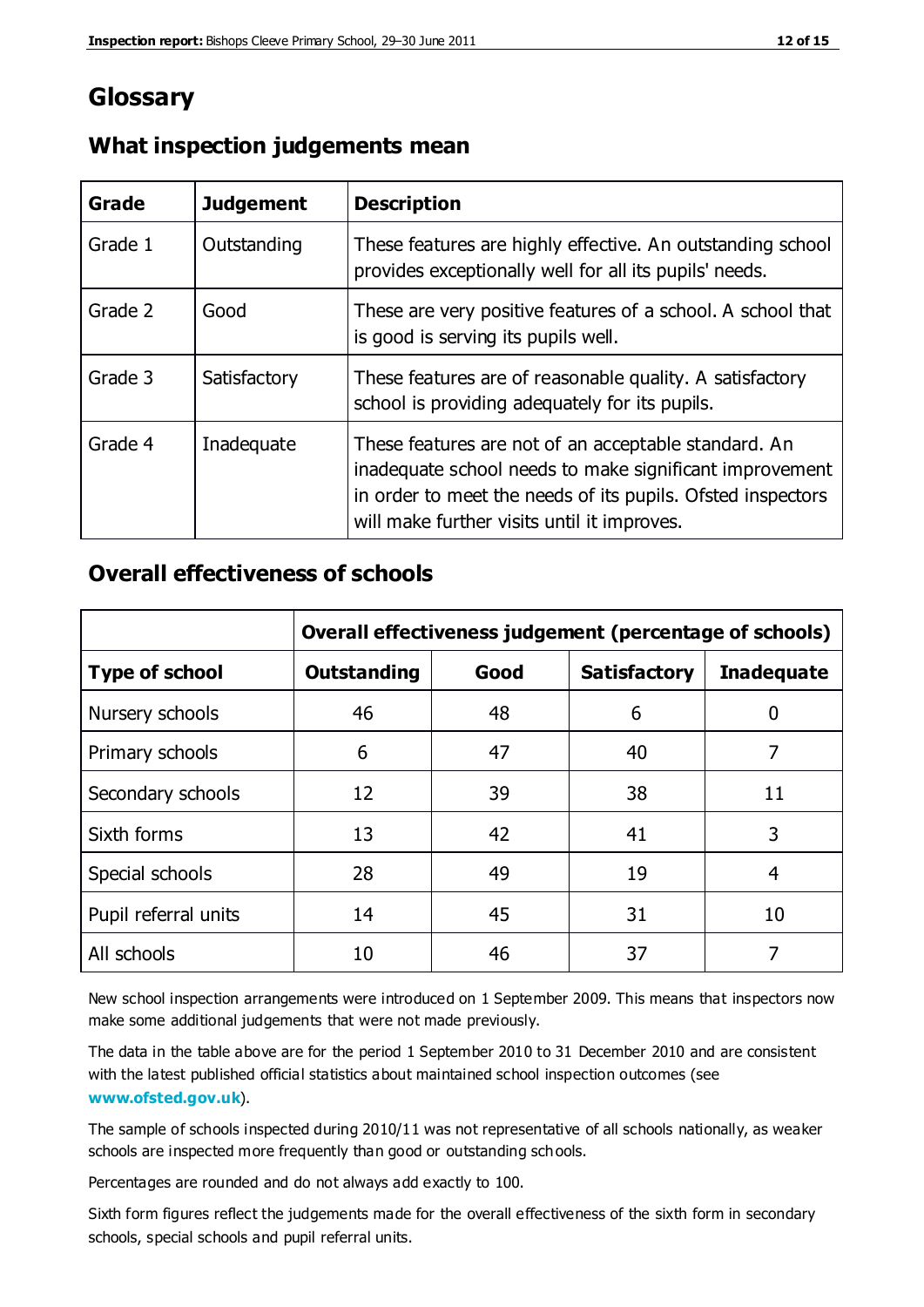# Glossary

## What inspection judgements mean

| Grade | Judgement | Description |
|---|---|---|
| Grade 1 | Outstanding | These features are highly effective. An outstanding school provides exceptionally well for all its pupils' needs. |
| Grade 2 | Good | These are very positive features of a school. A school that is good is serving its pupils well. |
| Grade 3 | Satisfactory | These features are of reasonable quality. A satisfactory school is providing adequately for its pupils. |
| Grade 4 | Inadequate | These features are not of an acceptable standard. An inadequate school needs to make significant improvement in order to meet the needs of its pupils. Ofsted inspectors will make further visits until it improves. |

## Overall effectiveness of schools

| | Overall effectiveness judgement (percentage of schools) | | | |
|---|---|---|---|---|
| **Type of school** | **Outstanding** | **Good** | **Satisfactory** | **Inadequate** |
| Nursery schools | 46 | 48 | 6 | 0 |
| Primary schools | 6 | 47 | 40 | 7 |
| Secondary schools | 12 | 39 | 38 | 11 |
| Sixth forms | 13 | 42 | 41 | 3 |
| Special schools | 28 | 49 | 19 | 4 |
| Pupil referral units | 14 | 45 | 31 | 10 |
| All schools | 10 | 46 | 37 | 7 |

New school inspection arrangements were introduced on 1 September 2009. This means that inspectors now make some additional judgements that were not made previously.

The data in the table above are for the period 1 September 2010 to 31 December 2010 and are consistent with the latest published official statistics about maintained school inspection outcomes (see **www.ofsted.gov.uk**).

The sample of schools inspected during 2010/11 was not representative of all schools nationally, as weaker schools are inspected more frequently than good or outstanding schools.

Percentages are rounded and do not always add exactly to 100.

Sixth form figures reflect the judgements made for the overall effectiveness of the sixth form in secondary schools, special schools and pupil referral units.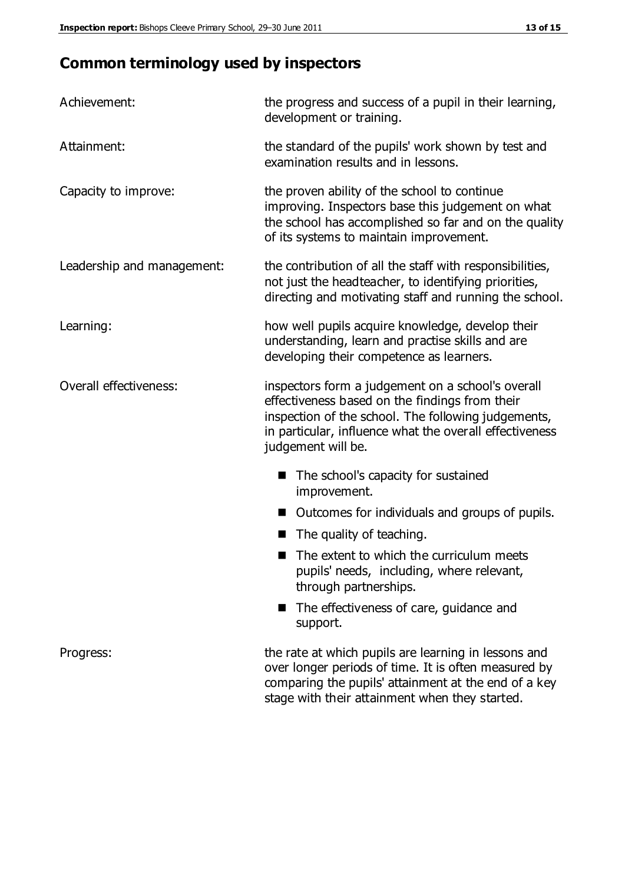## Common terminology used by inspectors

| | |
|---|---|
| Achievement: | the progress and success of a pupil in their learning, development or training. |
| Attainment: | the standard of the pupils' work shown by test and examination results and in lessons. |
| Capacity to improve: | the proven ability of the school to continue improving. Inspectors base this judgement on what the school has accomplished so far and on the quality of its systems to maintain improvement. |
| Leadership and management: | the contribution of all the staff with responsibilities, not just the headteacher, to identifying priorities, directing and motivating staff and running the school. |
| Learning: | how well pupils acquire knowledge, develop their understanding, learn and practise skills and are developing their competence as learners. |
| Overall effectiveness: | inspectors form a judgement on a school's overall effectiveness based on the findings from their inspection of the school. The following judgements, in particular, influence what the overall effectiveness judgement will be. <br> ■ The school's capacity for sustained improvement. <br> ■ Outcomes for individuals and groups of pupils. <br> ■ The quality of teaching. <br> ■ The extent to which the curriculum meets pupils' needs, including, where relevant, through partnerships. <br> ■ The effectiveness of care, guidance and support. |
| Progress: | the rate at which pupils are learning in lessons and over longer periods of time. It is often measured by comparing the pupils' attainment at the end of a key stage with their attainment when they started. |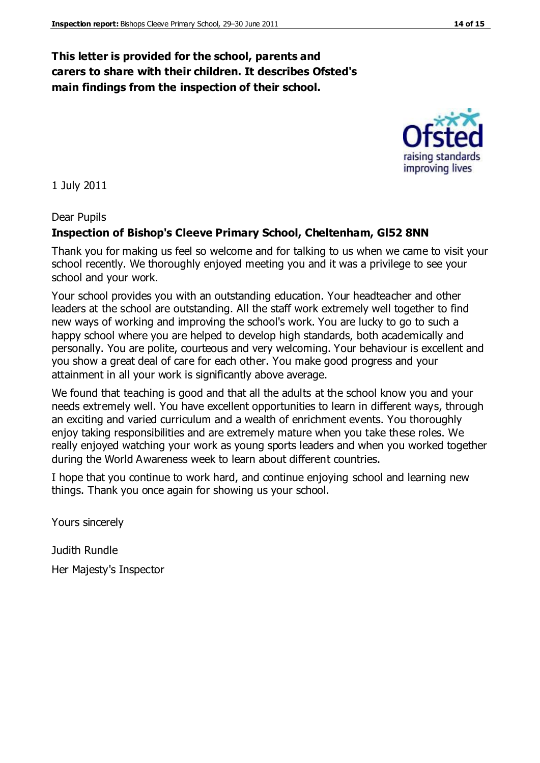**This letter is provided for the school, parents and carers to share with their children. It describes Ofsted's main findings from the inspection of their school.**

1 July 2011

Dear Pupils

**Inspection of Bishop's Cleeve Primary School, Cheltenham, Gl52 8NN**

Thank you for making us feel so welcome and for talking to us when we came to visit your school recently. We thoroughly enjoyed meeting you and it was a privilege to see your school and your work.

Your school provides you with an outstanding education. Your headteacher and other leaders at the school are outstanding. All the staff work extremely well together to find new ways of working and improving the school's work. You are lucky to go to such a happy school where you are helped to develop high standards, both academically and personally. You are polite, courteous and very welcoming. Your behaviour is excellent and you show a great deal of care for each other. You make good progress and your attainment in all your work is significantly above average.

We found that teaching is good and that all the adults at the school know you and your needs extremely well. You have excellent opportunities to learn in different ways, through an exciting and varied curriculum and a wealth of enrichment events. You thoroughly enjoy taking responsibilities and are extremely mature when you take these roles. We really enjoyed watching your work as young sports leaders and when you worked together during the World Awareness week to learn about different countries.

I hope that you continue to work hard, and continue enjoying school and learning new things. Thank you once again for showing us your school.

Yours sincerely

Judith Rundle

Her Majesty's Inspector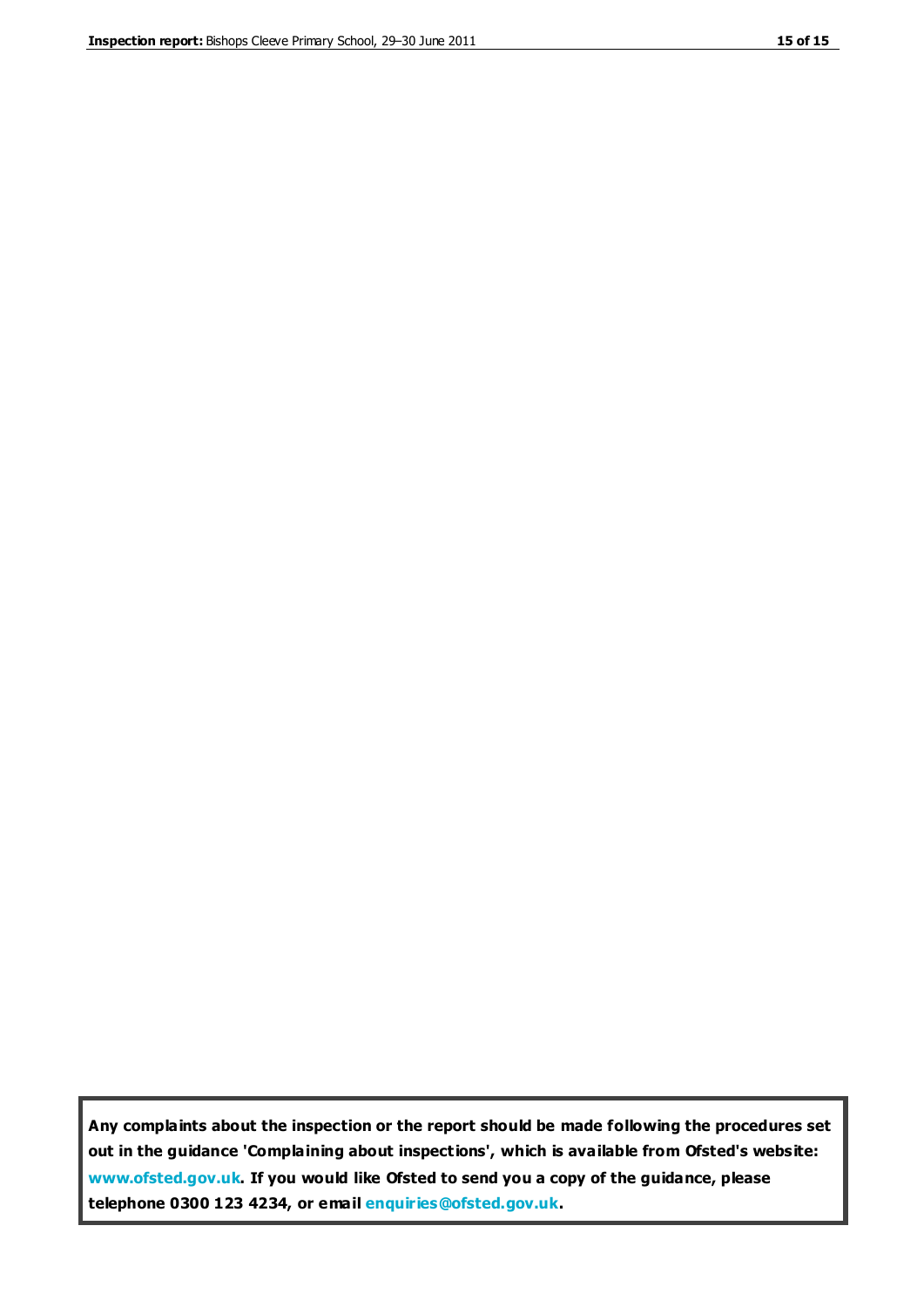**Any complaints about the inspection or the report should be made following the procedures set out in the guidance 'Complaining about inspections', which is available from Ofsted's website: www.ofsted.gov.uk. If you would like Ofsted to send you a copy of the guidance, please telephone 0300 123 4234, or email enquiries@ofsted.gov.uk.**